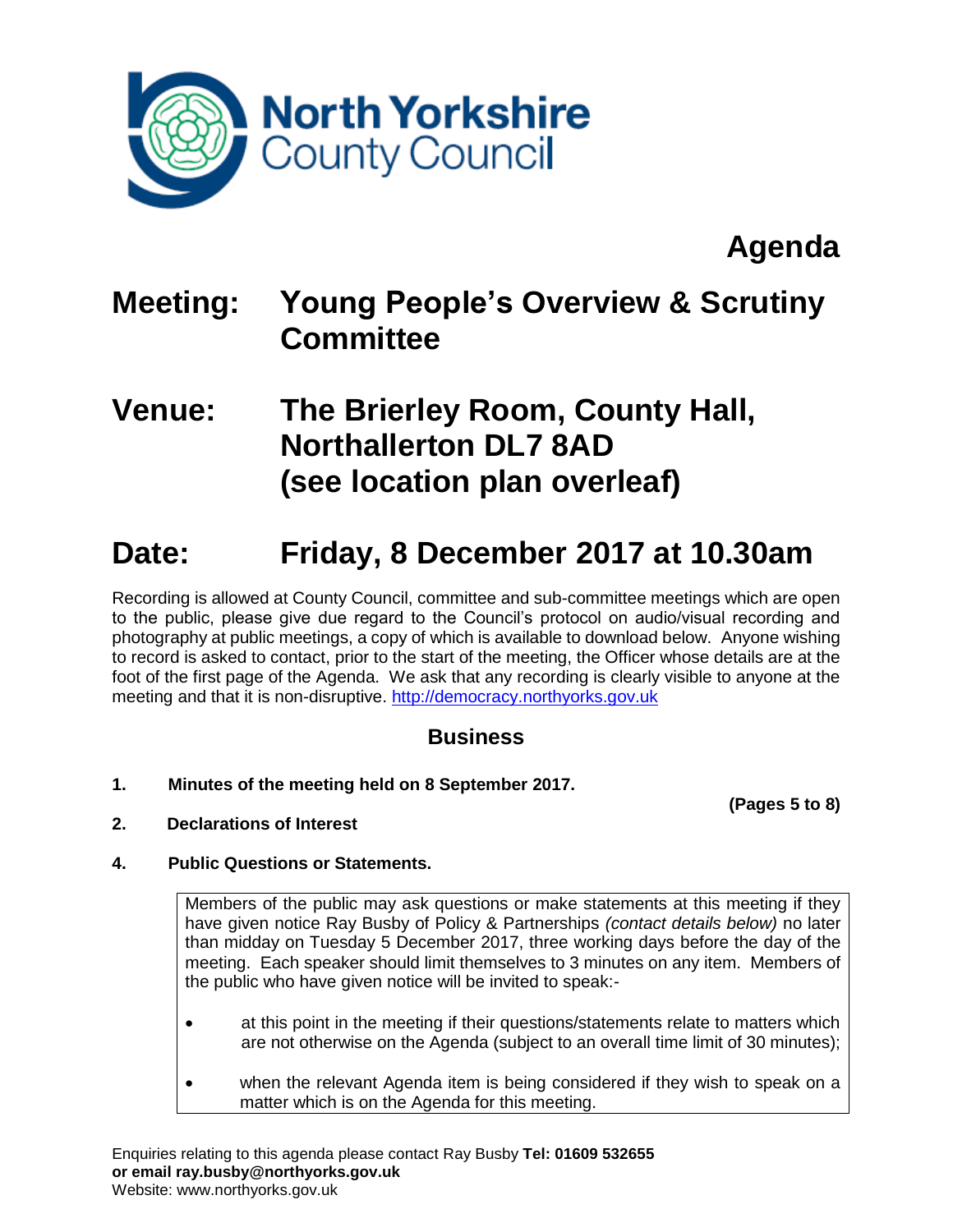North Yorkshire County Council

# Agenda

## Meeting: Young People's Overview & Scrutiny Committee

## Venue: The Brierley Room, County Hall, Northallerton DL7 8AD (see location plan overleaf)

## Date: Friday, 8 December 2017 at 10.30am

Recording is allowed at County Council, committee and sub-committee meetings which are open to the public, please give due regard to the Council's protocol on audio/visual recording and photography at public meetings, a copy of which is available to download below. Anyone wishing to record is asked to contact, prior to the start of the meeting, the Officer whose details are at the foot of the first page of the Agenda. We ask that any recording is clearly visible to anyone at the meeting and that it is non-disruptive. http://democracy.northyorks.gov.uk

### Business

**1. Minutes of the meeting held on 8 September 2017.**

**(Pages 5 to 8)**

**2. Declarations of Interest**

**4. Public Questions or Statements.**

Members of the public may ask questions or make statements at this meeting if they have given notice Ray Busby of Policy & Partnerships *(contact details below)* no later than midday on Tuesday 5 December 2017, three working days before the day of the meeting. Each speaker should limit themselves to 3 minutes on any item. Members of the public who have given notice will be invited to speak:-

- at this point in the meeting if their questions/statements relate to matters which are not otherwise on the Agenda (subject to an overall time limit of 30 minutes);
- when the relevant Agenda item is being considered if they wish to speak on a matter which is on the Agenda for this meeting.

Enquiries relating to this agenda please contact Ray Busby **Tel: 01609 532655 or email ray.busby@northyorks.gov.uk**
Website: www.northyorks.gov.uk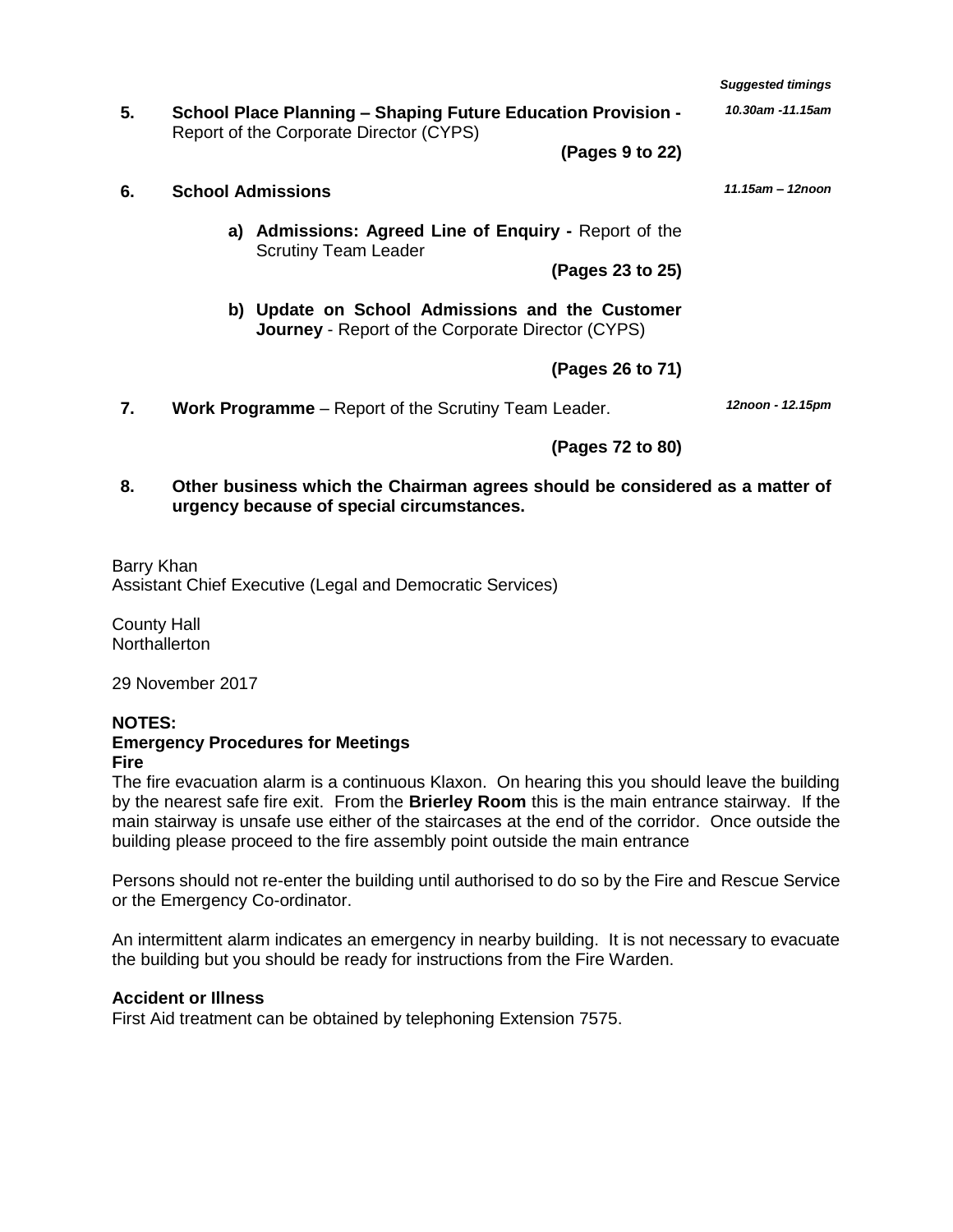*Suggested timings*

**5.** **School Place Planning – Shaping Future Education Provision -** Report of the Corporate Director (CYPS) *10.30am -11.15am*

**(Pages 9 to 22)**

**6.** **School Admissions** *11.15am – 12noon*

a) **Admissions: Agreed Line of Enquiry -** Report of the Scrutiny Team Leader

**(Pages 23 to 25)**

b) **Update on School Admissions and the Customer Journey** - Report of the Corporate Director (CYPS)

**(Pages 26 to 71)**

**7.** **Work Programme** – Report of the Scrutiny Team Leader. *12noon - 12.15pm*

**(Pages 72 to 80)**

**8.** **Other business which the Chairman agrees should be considered as a matter of urgency because of special circumstances.**

Barry Khan
Assistant Chief Executive (Legal and Democratic Services)

County Hall
Northallerton

29 November 2017

**NOTES:**

**Emergency Procedures for Meetings**

**Fire**

The fire evacuation alarm is a continuous Klaxon. On hearing this you should leave the building by the nearest safe fire exit. From the **Brierley Room** this is the main entrance stairway. If the main stairway is unsafe use either of the staircases at the end of the corridor. Once outside the building please proceed to the fire assembly point outside the main entrance

Persons should not re-enter the building until authorised to do so by the Fire and Rescue Service or the Emergency Co-ordinator.

An intermittent alarm indicates an emergency in nearby building. It is not necessary to evacuate the building but you should be ready for instructions from the Fire Warden.

**Accident or Illness**

First Aid treatment can be obtained by telephoning Extension 7575.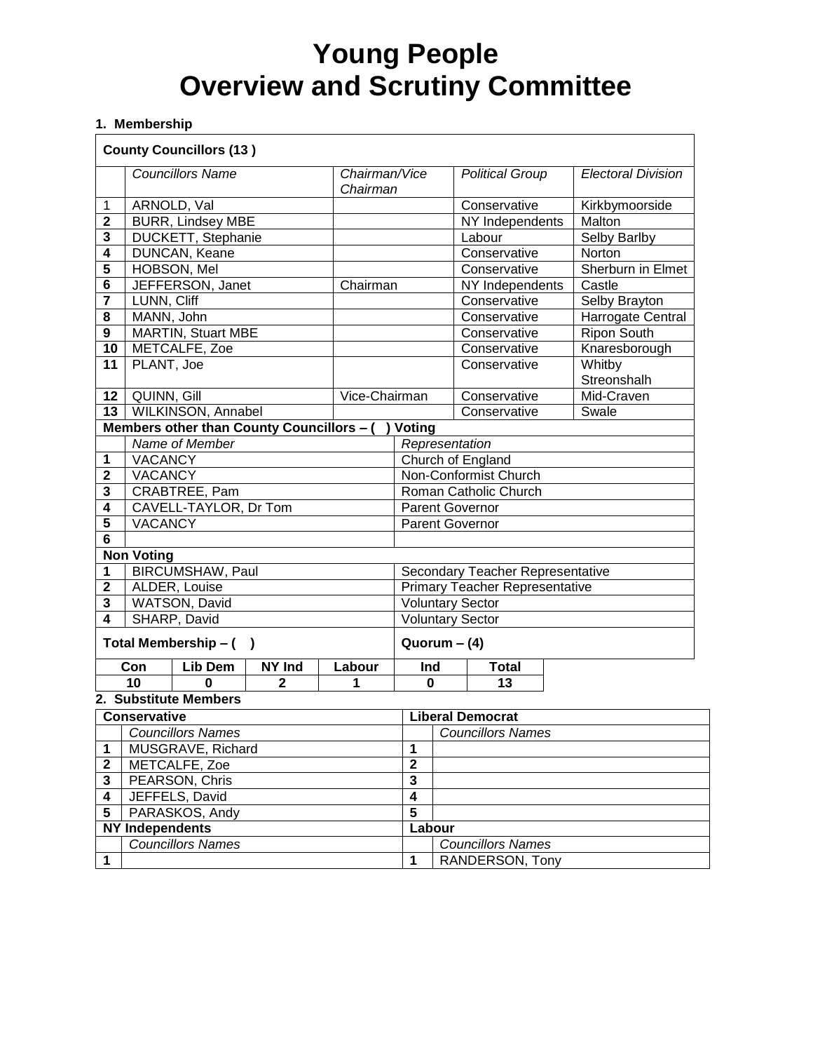# Young People Overview and Scrutiny Committee

**1. Membership**

| County Councillors (13 ) | | | | |
|---|---|---|---|---|
| | *Councillors Name* | *Chairman/Vice Chairman* | *Political Group* | *Electoral Division* |
| 1 | ARNOLD, Val | | Conservative | Kirkbymoorside |
| 2 | BURR, Lindsey MBE | | NY Independents | Malton |
| 3 | DUCKETT, Stephanie | | Labour | Selby Barlby |
| 4 | DUNCAN, Keane | | Conservative | Norton |
| 5 | HOBSON, Mel | | Conservative | Sherburn in Elmet |
| 6 | JEFFERSON, Janet | Chairman | NY Independents | Castle |
| 7 | LUNN, Cliff | | Conservative | Selby Brayton |
| 8 | MANN, John | | Conservative | Harrogate Central |
| 9 | MARTIN, Stuart MBE | | Conservative | Ripon South |
| 10 | METCALFE, Zoe | | Conservative | Knaresborough |
| 11 | PLANT, Joe | | Conservative | Whitby Streonshalh |
| 12 | QUINN, Gill | Vice-Chairman | Conservative | Mid-Craven |
| 13 | WILKINSON, Annabel | | Conservative | Swale |

| Members other than County Councillors – ( ) Voting | | |
|---|---|---|
| | *Name of Member* | *Representation* |
| 1 | VACANCY | Church of England |
| 2 | VACANCY | Non-Conformist Church |
| 3 | CRABTREE, Pam | Roman Catholic Church |
| 4 | CAVELL-TAYLOR, Dr Tom | Parent Governor |
| 5 | VACANCY | Parent Governor |
| 6 | | |
| **Non Voting** | | |
| 1 | BIRCUMSHAW, Paul | Secondary Teacher Representative |
| 2 | ALDER, Louise | Primary Teacher Representative |
| 3 | WATSON, David | Voluntary Sector |
| 4 | SHARP, David | Voluntary Sector |
| **Total Membership – ( )** | | **Quorum – (4)** |

| Con | Lib Dem | NY Ind | Labour | Ind | Total |
|---|---|---|---|---|---|
| 10 | 0 | 2 | 1 | 0 | 13 |

**2. Substitute Members**

| Conservative | | Liberal Democrat | |
|---|---|---|---|
| | *Councillors Names* | | *Councillors Names* |
| 1 | MUSGRAVE, Richard | 1 | |
| 2 | METCALFE, Zoe | 2 | |
| 3 | PEARSON, Chris | 3 | |
| 4 | JEFFELS, David | 4 | |
| 5 | PARASKOS, Andy | 5 | |
| **NY Independents** | | **Labour** | |
| | *Councillors Names* | | *Councillors Names* |
| 1 | | 1 | RANDERSON, Tony |